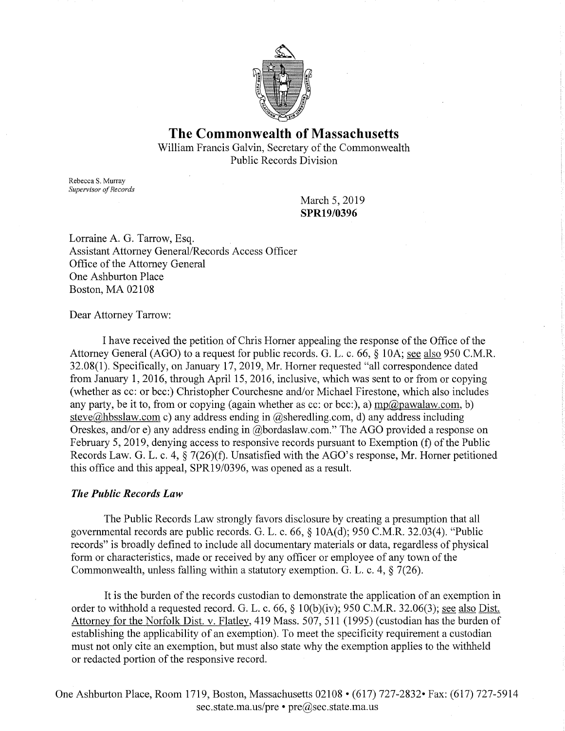# The Commonwealth of Massachusetts

William Francis Galvin, Secretary of the Commonwealth
Public Records Division

Rebecca S. Murray
*Supervisor of Records*

March 5, 2019
**SPR19/0396**

Lorraine A. G. Tarrow, Esq.
Assistant Attorney General/Records Access Officer
Office of the Attorney General
One Ashburton Place
Boston, MA 02108

Dear Attorney Tarrow:

I have received the petition of Chris Horner appealing the response of the Office of the Attorney General (AGO) to a request for public records. G. L. c. 66, § 10A; see also 950 C.M.R. 32.08(1). Specifically, on January 17, 2019, Mr. Horner requested "all correspondence dated from January 1, 2016, through April 15, 2016, inclusive, which was sent to or from or copying (whether as cc: or bcc:) Christopher Courchesne and/or Michael Firestone, which also includes any party, be it to, from or copying (again whether as cc: or bcc:), a) mp@pawalaw.com, b) steve@hbsslaw.com c) any address ending in @sheredling.com, d) any address including Oreskes, and/or e) any address ending in @bordaslaw.com." The AGO provided a response on February 5, 2019, denying access to responsive records pursuant to Exemption (f) of the Public Records Law. G. L. c. 4, § 7(26)(f). Unsatisfied with the AGO's response, Mr. Horner petitioned this office and this appeal, SPR19/0396, was opened as a result.

### *The Public Records Law*

The Public Records Law strongly favors disclosure by creating a presumption that all governmental records are public records. G. L. c. 66, § 10A(d); 950 C.M.R. 32.03(4). "Public records" is broadly defined to include all documentary materials or data, regardless of physical form or characteristics, made or received by any officer or employee of any town of the Commonwealth, unless falling within a statutory exemption. G. L. c. 4, § 7(26).

It is the burden of the records custodian to demonstrate the application of an exemption in order to withhold a requested record. G. L. c. 66, § 10(b)(iv); 950 C.M.R. 32.06(3); see also Dist. Attorney for the Norfolk Dist. v. Flatley, 419 Mass. 507, 511 (1995) (custodian has the burden of establishing the applicability of an exemption). To meet the specificity requirement a custodian must not only cite an exemption, but must also state why the exemption applies to the withheld or redacted portion of the responsive record.

One Ashburton Place, Room 1719, Boston, Massachusetts 02108 • (617) 727-2832• Fax: (617) 727-5914
sec.state.ma.us/pre • pre@sec.state.ma.us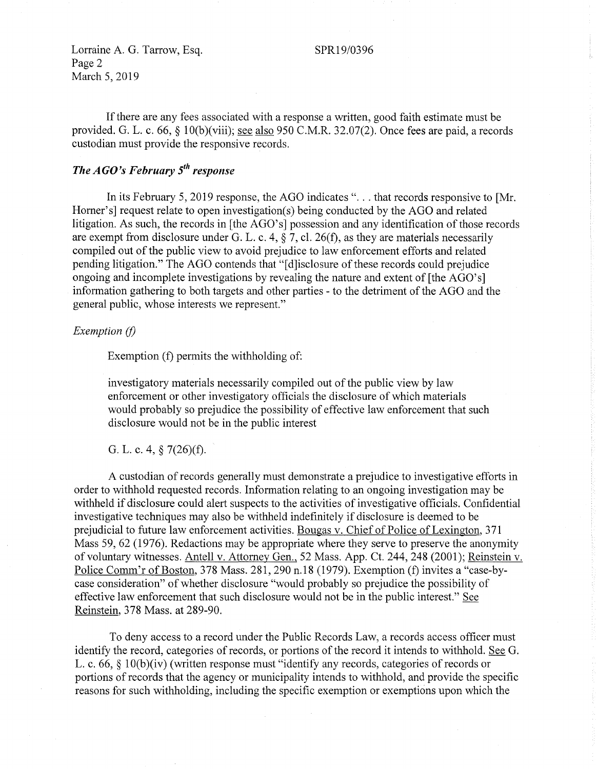If there are any fees associated with a response a written, good faith estimate must be provided. G. L. c. 66, § 10(b)(viii); see also 950 C.M.R. 32.07(2). Once fees are paid, a records custodian must provide the responsive records.

### *The AGO's February 5th response*

In its February 5, 2019 response, the AGO indicates ". . . that records responsive to [Mr. Horner's] request relate to open investigation(s) being conducted by the AGO and related litigation. As such, the records in [the AGO's] possession and any identification of those records are exempt from disclosure under G. L. c. 4, § 7, cl. 26(f), as they are materials necessarily compiled out of the public view to avoid prejudice to law enforcement efforts and related pending litigation." The AGO contends that "[d]isclosure of these records could prejudice ongoing and incomplete investigations by revealing the nature and extent of [the AGO's] information gathering to both targets and other parties - to the detriment of the AGO and the general public, whose interests we represent."

*Exemption (f)*

Exemption (f) permits the withholding of:

> investigatory materials necessarily compiled out of the public view by law enforcement or other investigatory officials the disclosure of which materials would probably so prejudice the possibility of effective law enforcement that such disclosure would not be in the public interest
>
> G. L. c. 4, § 7(26)(f).

A custodian of records generally must demonstrate a prejudice to investigative efforts in order to withhold requested records. Information relating to an ongoing investigation may be withheld if disclosure could alert suspects to the activities of investigative officials. Confidential investigative techniques may also be withheld indefinitely if disclosure is deemed to be prejudicial to future law enforcement activities. Bougas v. Chief of Police of Lexington, 371 Mass 59, 62 (1976). Redactions may be appropriate where they serve to preserve the anonymity of voluntary witnesses. Antell v. Attorney Gen., 52 Mass. App. Ct. 244, 248 (2001); Reinstein v. Police Comm'r of Boston, 378 Mass. 281, 290 n.18 (1979). Exemption (f) invites a "case-by-case consideration" of whether disclosure "would probably so prejudice the possibility of effective law enforcement that such disclosure would not be in the public interest." See Reinstein, 378 Mass. at 289-90.

To deny access to a record under the Public Records Law, a records access officer must identify the record, categories of records, or portions of the record it intends to withhold. See G. L. c. 66, § 10(b)(iv) (written response must "identify any records, categories of records or portions of records that the agency or municipality intends to withhold, and provide the specific reasons for such withholding, including the specific exemption or exemptions upon which the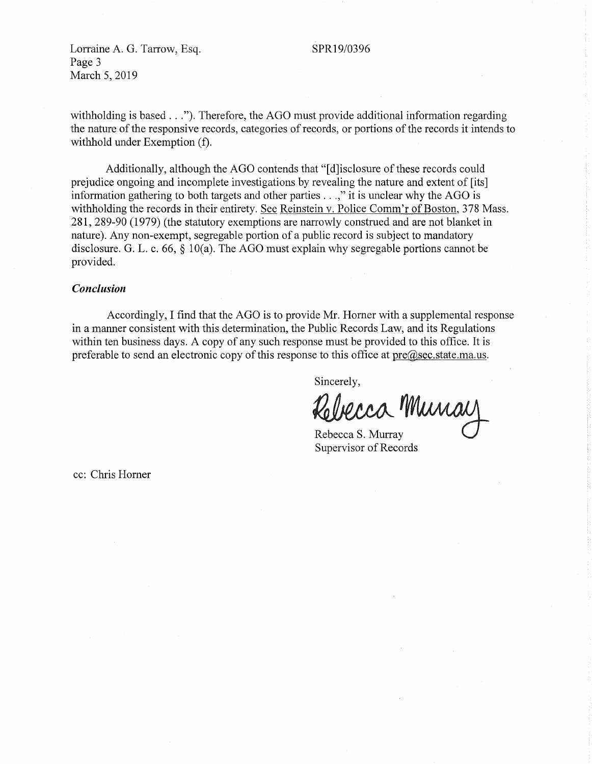withholding is based . . ."). Therefore, the AGO must provide additional information regarding the nature of the responsive records, categories of records, or portions of the records it intends to withhold under Exemption (f).

Additionally, although the AGO contends that "[d]isclosure of these records could prejudice ongoing and incomplete investigations by revealing the nature and extent of [its] information gathering to both targets and other parties . . .," it is unclear why the AGO is withholding the records in their entirety. See Reinstein v. Police Comm'r of Boston, 378 Mass. 281, 289-90 (1979) (the statutory exemptions are narrowly construed and are not blanket in nature). Any non-exempt, segregable portion of a public record is subject to mandatory disclosure. G. L. c. 66, § 10(a). The AGO must explain why segregable portions cannot be provided.

***Conclusion***

Accordingly, I find that the AGO is to provide Mr. Horner with a supplemental response in a manner consistent with this determination, the Public Records Law, and its Regulations within ten business days. A copy of any such response must be provided to this office. It is preferable to send an electronic copy of this response to this office at pre@sec.state.ma.us.

Sincerely,

Rebecca Murray

Rebecca S. Murray
Supervisor of Records

cc: Chris Horner